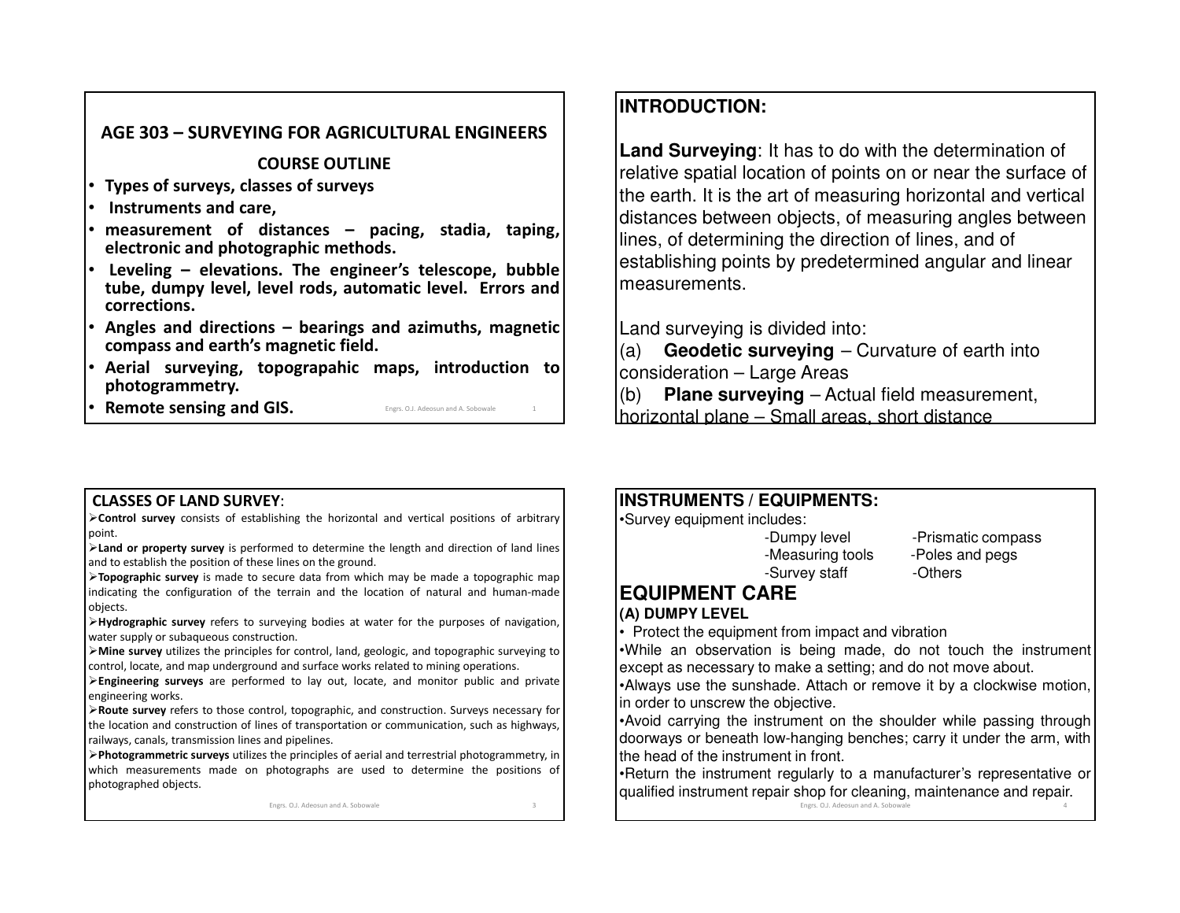# AGE 303 – SURVEYING FOR AGRICULTURAL ENGINEERS

## COURSE OUTLINE

- **Types of surveys, classes of surveys**
- **Instruments and care,**
- **measurement of distances – pacing, stadia, taping, electronic and photographic methods.**
- **Leveling – elevations. The engineer's telescope, bubble tube, dumpy level, level rods, automatic level. Errors and corrections.**
- **Angles and directions – bearings and azimuths, magnetic compass and earth's magnetic field.**
- **Aerial surveying, topograpahic maps, introduction to photogrammetry.**
- **Remote sensing and GIS.**

## INTRODUCTION:

**Land Surveying**: It has to do with the determination of relative spatial location of points on or near the surface of the earth. It is the art of measuring horizontal and vertical distances between objects, of measuring angles between lines, of determining the direction of lines, and of establishing points by predetermined angular and linear measurements.

Land surveying is divided into:

(a) **Geodetic surveying** – Curvature of earth into consideration – Large Areas

(b) **Plane surveying** – Actual field measurement, horizontal plane – Small areas, short distance

## CLASSES OF LAND SURVEY:

- **Control survey** consists of establishing the horizontal and vertical positions of arbitrary point.
- **Land or property survey** is performed to determine the length and direction of land lines and to establish the position of these lines on the ground.
- **Topographic survey** is made to secure data from which may be made a topographic map indicating the configuration of the terrain and the location of natural and human-made objects.
- **Hydrographic survey** refers to surveying bodies at water for the purposes of navigation, water supply or subaqueous construction.
- **Mine survey** utilizes the principles for control, land, geologic, and topographic surveying to control, locate, and map underground and surface works related to mining operations.
- **Engineering surveys** are performed to lay out, locate, and monitor public and private engineering works.
- **Route survey** refers to those control, topographic, and construction. Surveys necessary for the location and construction of lines of transportation or communication, such as highways, railways, canals, transmission lines and pipelines.
- **Photogrammetric surveys** utilizes the principles of aerial and terrestrial photogrammetry, in which measurements made on photographs are used to determine the positions of photographed objects.

## INSTRUMENTS / EQUIPMENTS:

- Survey equipment includes:
  - -Dumpy level
  - -Measuring tools
  - -Survey staff
  - -Prismatic compass
  - -Poles and pegs
  - -Others

## EQUIPMENT CARE

### (A) DUMPY LEVEL

- Protect the equipment from impact and vibration
- While an observation is being made, do not touch the instrument except as necessary to make a setting; and do not move about.
- Always use the sunshade. Attach or remove it by a clockwise motion, in order to unscrew the objective.
- Avoid carrying the instrument on the shoulder while passing through doorways or beneath low-hanging benches; carry it under the arm, with the head of the instrument in front.
- Return the instrument regularly to a manufacturer's representative or qualified instrument repair shop for cleaning, maintenance and repair.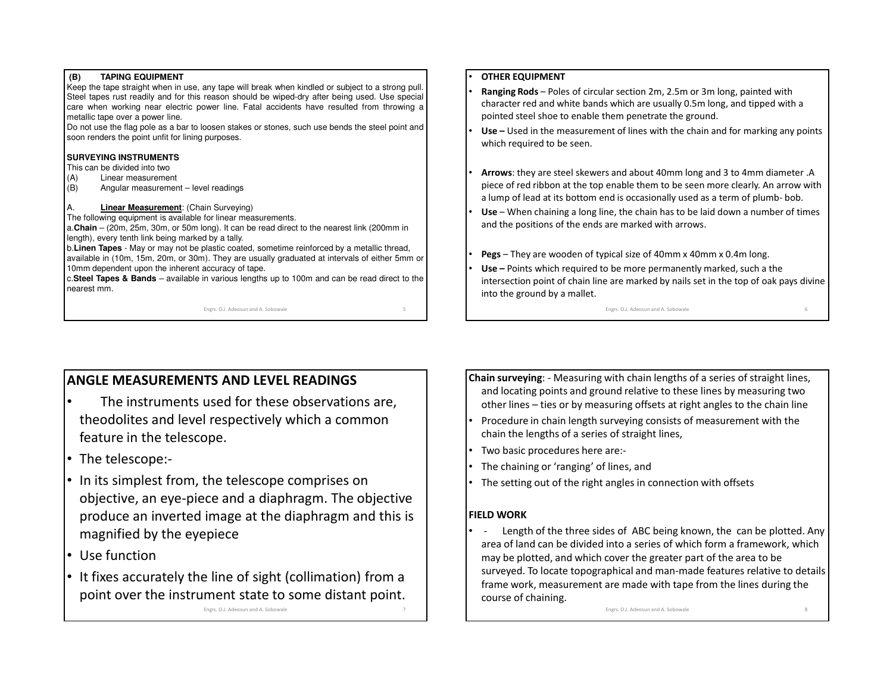### (B) TAPING EQUIPMENT

Keep the tape straight when in use, any tape will break when kindled or subject to a strong pull. Steel tapes rust readily and for this reason should be wiped-dry after being used. Use special care when working near electric power line. Fatal accidents have resulted from throwing a metallic tape over a power line.

Do not use the flag pole as a bar to loosen stakes or stones, such use bends the steel point and soon renders the point unfit for lining purposes.

### SURVEYING INSTRUMENTS

This can be divided into two

(A) Linear measurement

(B) Angular measurement – level readings

A. **Linear Measurement**: (Chain Surveying)

The following equipment is available for linear measurements.

a. **Chain** – (20m, 25m, 30m, or 50m long). It can be read direct to the nearest link (200mm in length), every tenth link being marked by a tally.

b. **Linen Tapes** - May or may not be plastic coated, sometime reinforced by a metallic thread, available in (10m, 15m, 20m, or 30m). They are usually graduated at intervals of either 5mm or 10mm dependent upon the inherent accuracy of tape.

c. **Steel Tapes & Bands** – available in various lengths up to 100m and can be read direct to the nearest mm.

- **OTHER EQUIPMENT**
- **Ranging Rods** – Poles of circular section 2m, 2.5m or 3m long, painted with character red and white bands which are usually 0.5m long, and tipped with a pointed steel shoe to enable them penetrate the ground.
- **Use –** Used in the measurement of lines with the chain and for marking any points which required to be seen.
- **Arrows**: they are steel skewers and about 40mm long and 3 to 4mm diameter .A piece of red ribbon at the top enable them to be seen more clearly. An arrow with a lump of lead at its bottom end is occasionally used as a term of plumb- bob.
- **Use** – When chaining a long line, the chain has to be laid down a number of times and the positions of the ends are marked with arrows.
- **Pegs** – They are wooden of typical size of 40mm x 40mm x 0.4m long.
- **Use –** Points which required to be more permanently marked, such a the intersection point of chain line are marked by nails set in the top of oak pays divine into the ground by a mallet.

## ANGLE MEASUREMENTS AND LEVEL READINGS

- The instruments used for these observations are, theodolites and level respectively which a common feature in the telescope.
- The telescope:-
- In its simplest from, the telescope comprises on objective, an eye-piece and a diaphragm. The objective produce an inverted image at the diaphragm and this is magnified by the eyepiece
- Use function
- It fixes accurately the line of sight (collimation) from a point over the instrument state to some distant point.

**Chain surveying**: - Measuring with chain lengths of a series of straight lines, and locating points and ground relative to these lines by measuring two other lines – ties or by measuring offsets at right angles to the chain line

- Procedure in chain length surveying consists of measurement with the chain the lengths of a series of straight lines,
- Two basic procedures here are:-
- The chaining or 'ranging' of lines, and
- The setting out of the right angles in connection with offsets

**FIELD WORK**

- \- Length of the three sides of ABC being known, the can be plotted. Any area of land can be divided into a series of which form a framework, which may be plotted, and which cover the greater part of the area to be surveyed. To locate topographical and man-made features relative to details frame work, measurement are made with tape from the lines during the course of chaining.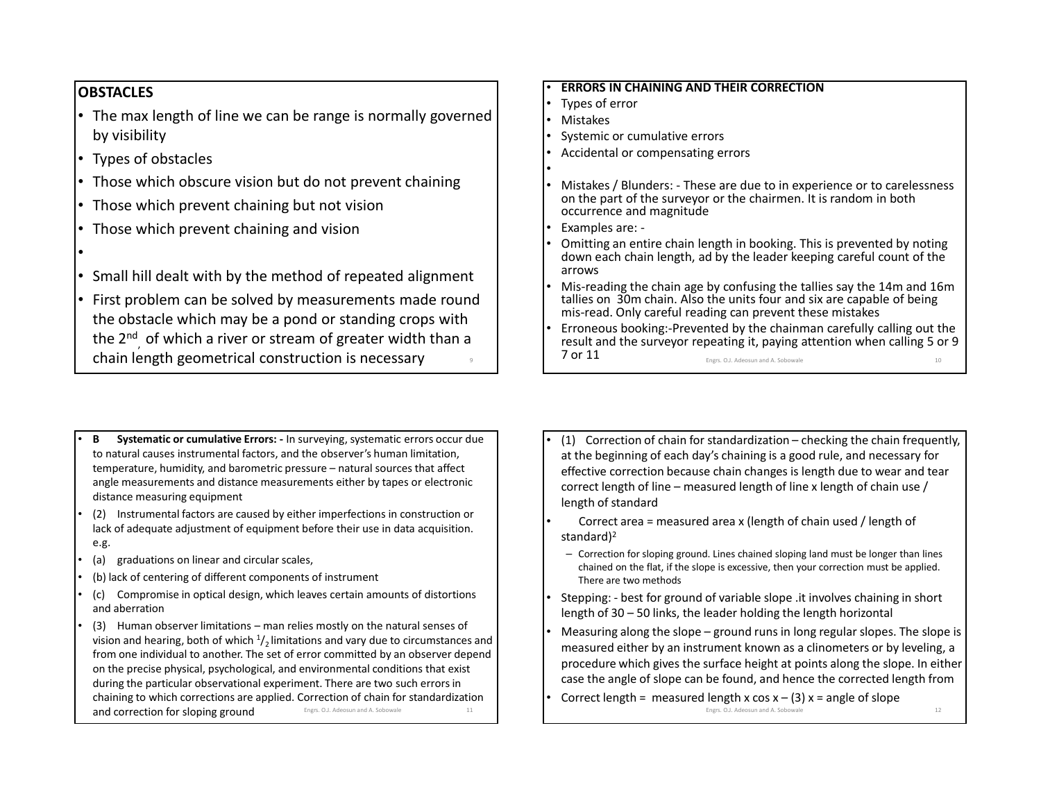## OBSTACLES

- The max length of line we can be range is normally governed by visibility
- Types of obstacles
- Those which obscure vision but do not prevent chaining
- Those which prevent chaining but not vision
- Those which prevent chaining and vision
- Small hill dealt with by the method of repeated alignment
- First problem can be solved by measurements made round the obstacle which may be a pond or standing crops with the 2nd, of which a river or stream of greater width than a chain length geometrical construction is necessary

---

- **ERRORS IN CHAINING AND THEIR CORRECTION**
- Types of error
- Mistakes
- Systemic or cumulative errors
- Accidental or compensating errors
- Mistakes / Blunders: - These are due to in experience or to carelessness on the part of the surveyor or the chairmen. It is random in both occurrence and magnitude
- Examples are: -
- Omitting an entire chain length in booking. This is prevented by noting down each chain length, ad by the leader keeping careful count of the arrows
- Mis-reading the chain age by confusing the tallies say the 14m and 16m tallies on 30m chain. Also the units four and six are capable of being mis-read. Only careful reading can prevent these mistakes
- Erroneous booking:-Prevented by the chainman carefully calling out the result and the surveyor repeating it, paying attention when calling 5 or 9 7 or 11

---

- **B Systematic or cumulative Errors: -** In surveying, systematic errors occur due to natural causes instrumental factors, and the observer's human limitation, temperature, humidity, and barometric pressure – natural sources that affect angle measurements and distance measurements either by tapes or electronic distance measuring equipment
- (2) Instrumental factors are caused by either imperfections in construction or lack of adequate adjustment of equipment before their use in data acquisition. e.g.
- (a) graduations on linear and circular scales,
- (b) lack of centering of different components of instrument
- (c) Compromise in optical design, which leaves certain amounts of distortions and aberration
- (3) Human observer limitations – man relies mostly on the natural senses of vision and hearing, both of which $^{1}/_{2}$ limitations and vary due to circumstances and from one individual to another. The set of error committed by an observer depend on the precise physical, psychological, and environmental conditions that exist during the particular observational experiment. There are two such errors in chaining to which corrections are applied. Correction of chain for standardization and correction for sloping ground

---

- (1) Correction of chain for standardization – checking the chain frequently, at the beginning of each day's chaining is a good rule, and necessary for effective correction because chain changes is length due to wear and tear correct length of line – measured length of line x length of chain use / length of standard
- Correct area = measured area x (length of chain used / length of standard)$^2$
  - Correction for sloping ground. Lines chained sloping land must be longer than lines chained on the flat, if the slope is excessive, then your correction must be applied. There are two methods
- Stepping: - best for ground of variable slope .it involves chaining in short length of 30 – 50 links, the leader holding the length horizontal
- Measuring along the slope – ground runs in long regular slopes. The slope is measured either by an instrument known as a clinometers or by leveling, a procedure which gives the surface height at points along the slope. In either case the angle of slope can be found, and hence the corrected length from
- Correct length = measured length x cos x – (3) x = angle of slope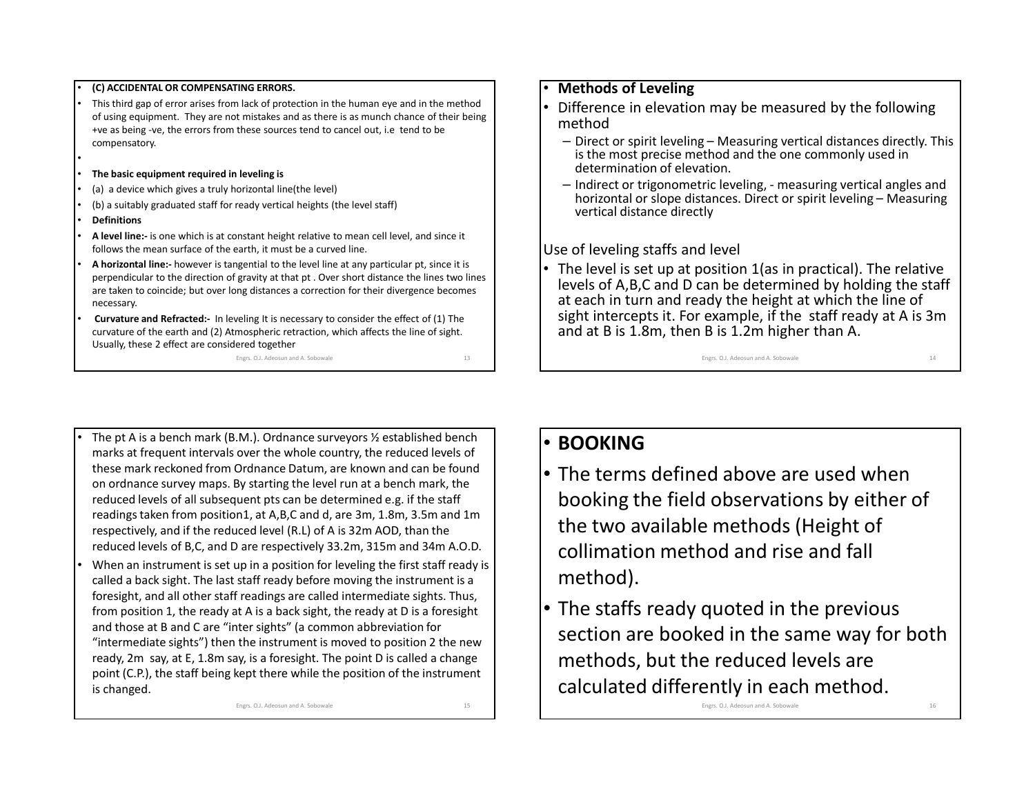- **(C) ACCIDENTAL OR COMPENSATING ERRORS.**
- This third gap of error arises from lack of protection in the human eye and in the method of using equipment. They are not mistakes and as there is as munch chance of their being +ve as being -ve, the errors from these sources tend to cancel out, i.e tend to be compensatory.
- **The basic equipment required in leveling is**
- (a) a device which gives a truly horizontal line(the level)
- (b) a suitably graduated staff for ready vertical heights (the level staff)
- **Definitions**
- **A level line:-** is one which is at constant height relative to mean cell level, and since it follows the mean surface of the earth, it must be a curved line.
- **A horizontal line:-** however is tangential to the level line at any particular pt, since it is perpendicular to the direction of gravity at that pt . Over short distance the lines two lines are taken to coincide; but over long distances a correction for their divergence becomes necessary.
- **Curvature and Refracted:-** In leveling It is necessary to consider the effect of (1) The curvature of the earth and (2) Atmospheric retraction, which affects the line of sight. Usually, these 2 effect are considered together

- **Methods of Leveling**
- Difference in elevation may be measured by the following method
  - Direct or spirit leveling – Measuring vertical distances directly. This is the most precise method and the one commonly used in determination of elevation.
  - Indirect or trigonometric leveling, - measuring vertical angles and horizontal or slope distances. Direct or spirit leveling – Measuring vertical distance directly

Use of leveling staffs and level

- The level is set up at position 1(as in practical). The relative levels of A,B,C and D can be determined by holding the staff at each in turn and ready the height at which the line of sight intercepts it. For example, if the staff ready at A is 3m and at B is 1.8m, then B is 1.2m higher than A.

- The pt A is a bench mark (B.M.). Ordnance surveyors ½ established bench marks at frequent intervals over the whole country, the reduced levels of these mark reckoned from Ordnance Datum, are known and can be found on ordnance survey maps. By starting the level run at a bench mark, the reduced levels of all subsequent pts can be determined e.g. if the staff readings taken from position1, at A,B,C and d, are 3m, 1.8m, 3.5m and 1m respectively, and if the reduced level (R.L) of A is 32m AOD, than the reduced levels of B,C, and D are respectively 33.2m, 315m and 34m A.O.D.
- When an instrument is set up in a position for leveling the first staff ready is called a back sight. The last staff ready before moving the instrument is a foresight, and all other staff readings are called intermediate sights. Thus, from position 1, the ready at A is a back sight, the ready at D is a foresight and those at B and C are "inter sights" (a common abbreviation for "intermediate sights") then the instrument is moved to position 2 the new ready, 2m say, at E, 1.8m say, is a foresight. The point D is called a change point (C.P.), the staff being kept there while the position of the instrument is changed.

- **BOOKING**
- The terms defined above are used when booking the field observations by either of the two available methods (Height of collimation method and rise and fall method).
- The staffs ready quoted in the previous section are booked in the same way for both methods, but the reduced levels are calculated differently in each method.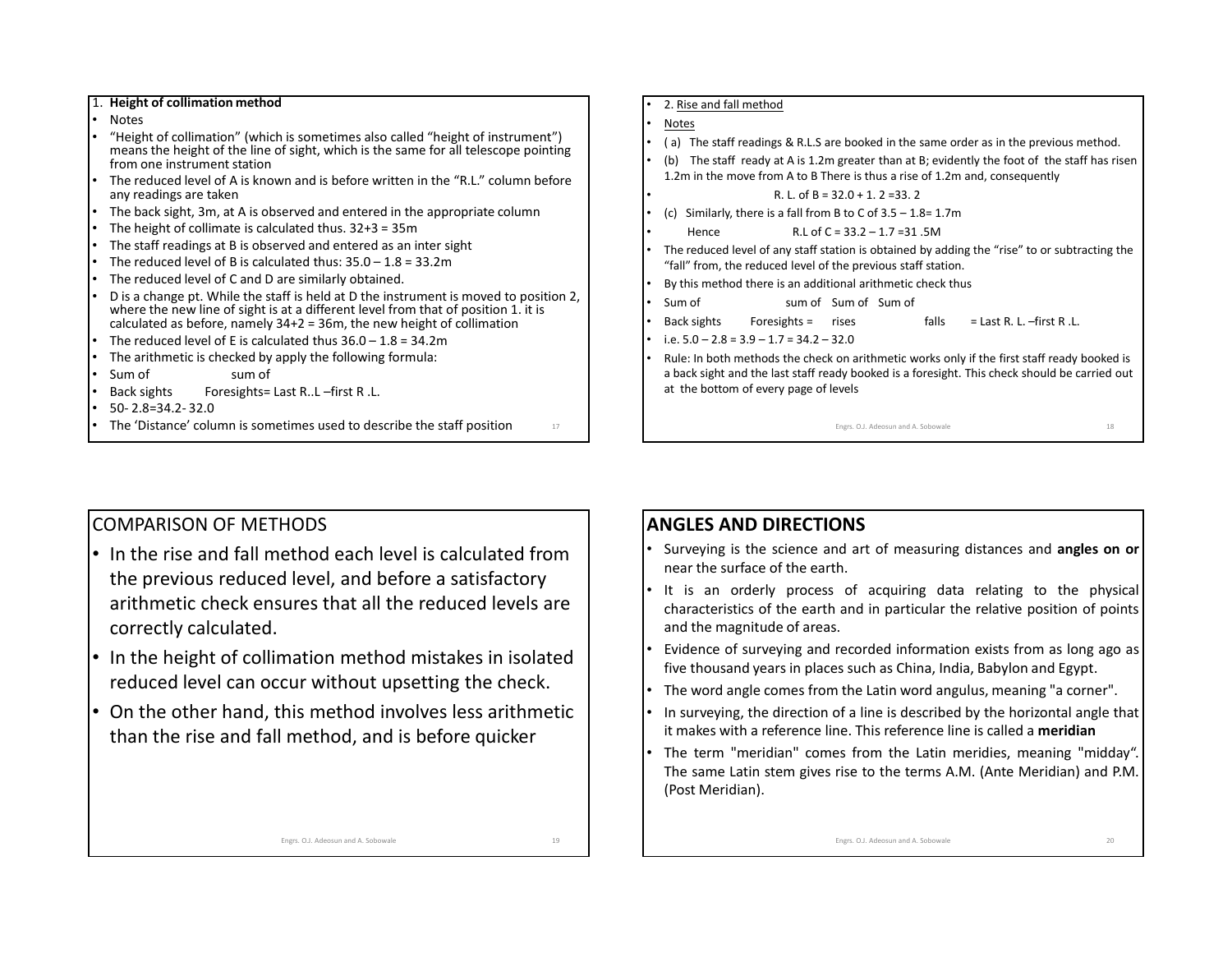1. **Height of collimation method**

- Notes
- "Height of collimation" (which is sometimes also called "height of instrument") means the height of the line of sight, which is the same for all telescope pointing from one instrument station
- The reduced level of A is known and is before written in the "R.L." column before any readings are taken
- The back sight, 3m, at A is observed and entered in the appropriate column
- The height of collimate is calculated thus. 32+3 = 35m
- The staff readings at B is observed and entered as an inter sight
- The reduced level of B is calculated thus: 35.0 – 1.8 = 33.2m
- The reduced level of C and D are similarly obtained.
- D is a change pt. While the staff is held at D the instrument is moved to position 2, where the new line of sight is at a different level from that of position 1. it is calculated as before, namely 34+2 = 36m, the new height of collimation
- The reduced level of E is calculated thus 36.0 – 1.8 = 34.2m
- The arithmetic is checked by apply the following formula:
- Sum of sum of
- Back sights Foresights= Last R..L –first R .L.
- 50- 2.8=34.2- 32.0
- The 'Distance' column is sometimes used to describe the staff position

- 2. Rise and fall method
- Notes
- ( a) The staff readings & R.L.S are booked in the same order as in the previous method.
- (b) The staff ready at A is 1.2m greater than at B; evidently the foot of the staff has risen 1.2m in the move from A to B There is thus a rise of 1.2m and, consequently
- R. L. of B = 32.0 + 1. 2 =33. 2
- (c) Similarly, there is a fall from B to C of 3.5 – 1.8= 1.7m
- Hence R.L of C = 33.2 – 1.7 =31 .5M
- The reduced level of any staff station is obtained by adding the "rise" to or subtracting the "fall" from, the reduced level of the previous staff station.
- By this method there is an additional arithmetic check thus
- Sum of sum of Sum of Sum of
- Back sights Foresights = rises falls = Last R. L. –first R .L.
- i.e. 5.0 – 2.8 = 3.9 – 1.7 = 34.2 – 32.0
- Rule: In both methods the check on arithmetic works only if the first staff ready booked is a back sight and the last staff ready booked is a foresight. This check should be carried out at the bottom of every page of levels

## COMPARISON OF METHODS

- In the rise and fall method each level is calculated from the previous reduced level, and before a satisfactory arithmetic check ensures that all the reduced levels are correctly calculated.
- In the height of collimation method mistakes in isolated reduced level can occur without upsetting the check.
- On the other hand, this method involves less arithmetic than the rise and fall method, and is before quicker

## ANGLES AND DIRECTIONS

- Surveying is the science and art of measuring distances and **angles on or** near the surface of the earth.
- It is an orderly process of acquiring data relating to the physical characteristics of the earth and in particular the relative position of points and the magnitude of areas.
- Evidence of surveying and recorded information exists from as long ago as five thousand years in places such as China, India, Babylon and Egypt.
- The word angle comes from the Latin word angulus, meaning "a corner".
- In surveying, the direction of a line is described by the horizontal angle that it makes with a reference line. This reference line is called a **meridian**
- The term "meridian" comes from the Latin meridies, meaning "midday". The same Latin stem gives rise to the terms A.M. (Ante Meridian) and P.M. (Post Meridian).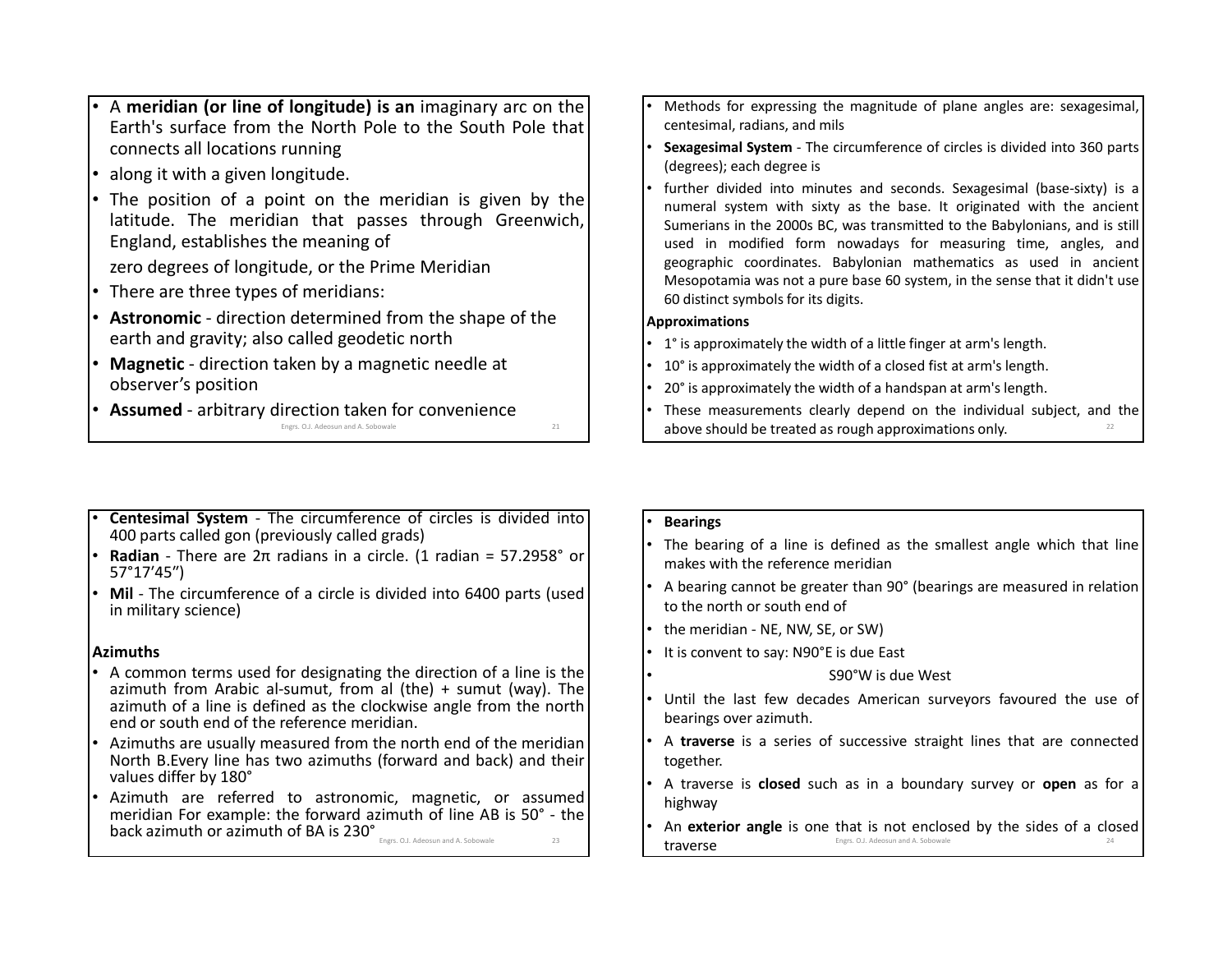- A **meridian (or line of longitude) is an** imaginary arc on the Earth's surface from the North Pole to the South Pole that connects all locations running
- along it with a given longitude.
- The position of a point on the meridian is given by the latitude. The meridian that passes through Greenwich, England, establishes the meaning of

  zero degrees of longitude, or the Prime Meridian
- There are three types of meridians:
- **Astronomic** - direction determined from the shape of the earth and gravity; also called geodetic north
- **Magnetic** - direction taken by a magnetic needle at observer's position
- **Assumed** - arbitrary direction taken for convenience

- Methods for expressing the magnitude of plane angles are: sexagesimal, centesimal, radians, and mils
- **Sexagesimal System** - The circumference of circles is divided into 360 parts (degrees); each degree is
- further divided into minutes and seconds. Sexagesimal (base-sixty) is a numeral system with sixty as the base. It originated with the ancient Sumerians in the 2000s BC, was transmitted to the Babylonians, and is still used in modified form nowadays for measuring time, angles, and geographic coordinates. Babylonian mathematics as used in ancient Mesopotamia was not a pure base 60 system, in the sense that it didn't use 60 distinct symbols for its digits.

**Approximations**

- 1° is approximately the width of a little finger at arm's length.
- 10° is approximately the width of a closed fist at arm's length.
- 20° is approximately the width of a handspan at arm's length.
- These measurements clearly depend on the individual subject, and the above should be treated as rough approximations only.

- **Centesimal System** - The circumference of circles is divided into 400 parts called gon (previously called grads)
- **Radian** - There are $2\pi$ radians in a circle. (1 radian = 57.2958° or 57°17'45")
- **Mil** - The circumference of a circle is divided into 6400 parts (used in military science)

**Azimuths**

- A common terms used for designating the direction of a line is the azimuth from Arabic al-sumut, from al (the) + sumut (way). The azimuth of a line is defined as the clockwise angle from the north end or south end of the reference meridian.
- Azimuths are usually measured from the north end of the meridian North B.Every line has two azimuths (forward and back) and their values differ by 180°
- Azimuth are referred to astronomic, magnetic, or assumed meridian For example: the forward azimuth of line AB is 50° - the back azimuth or azimuth of BA is 230°

- **Bearings**
- The bearing of a line is defined as the smallest angle which that line makes with the reference meridian
- A bearing cannot be greater than 90° (bearings are measured in relation to the north or south end of
- the meridian - NE, NW, SE, or SW)
- It is convent to say: N90°E is due East
- S90°W is due West
- Until the last few decades American surveyors favoured the use of bearings over azimuth.
- A **traverse** is a series of successive straight lines that are connected together.
- A traverse is **closed** such as in a boundary survey or **open** as for a highway
- An **exterior angle** is one that is not enclosed by the sides of a closed traverse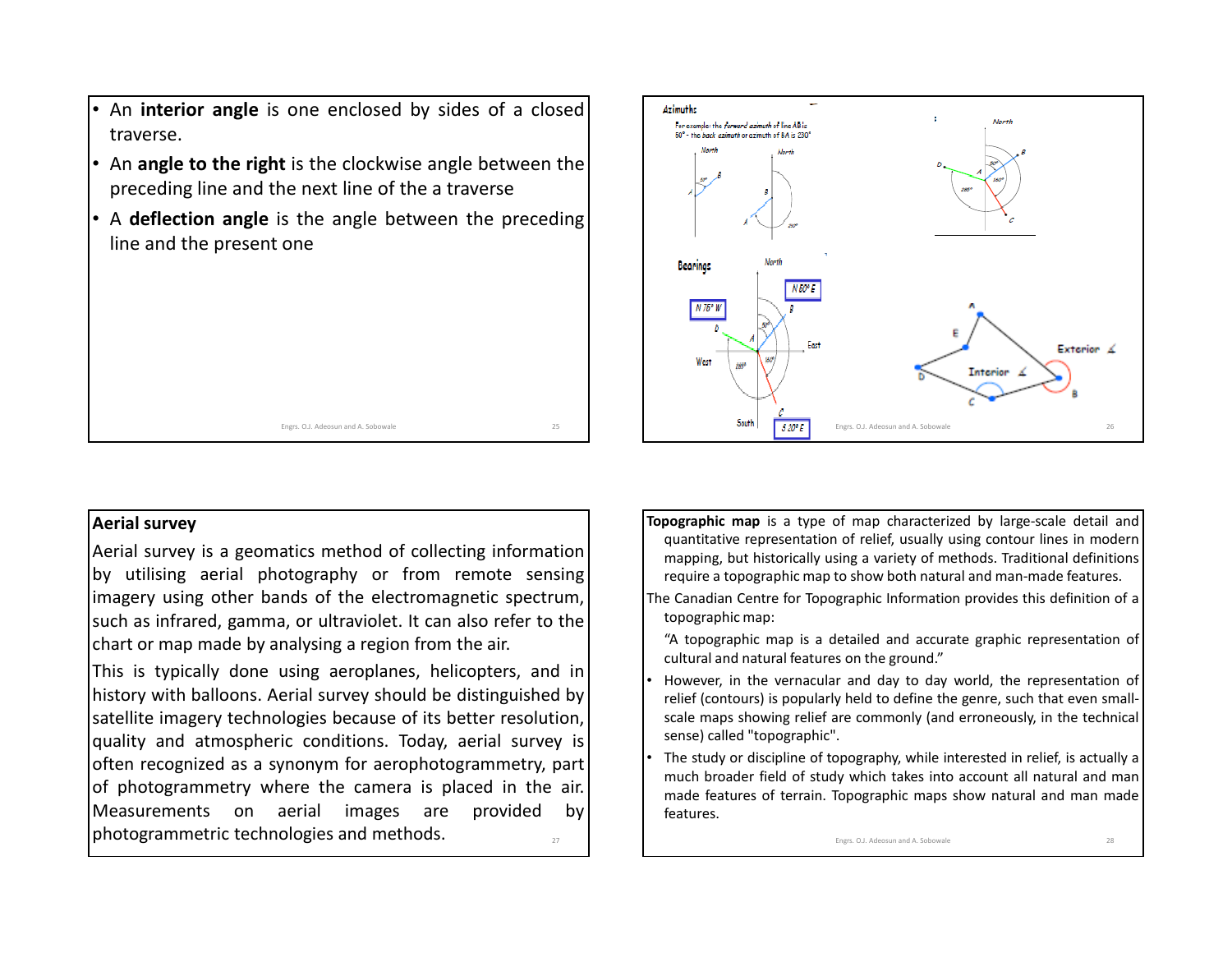- An **interior angle** is one enclosed by sides of a closed traverse.
- An **angle to the right** is the clockwise angle between the preceding line and the next line of the a traverse
- A **deflection angle** is the angle between the preceding line and the present one

**Azimuths**

For example: the *forward azimuth* of line AB is 50° - the *back azimuth* or azimuth of BA is 230°

**Bearings**

N 75° W

N 50° E

S 20° E

Exterior ∡

Interior ∡

## Aerial survey

Aerial survey is a geomatics method of collecting information by utilising aerial photography or from remote sensing imagery using other bands of the electromagnetic spectrum, such as infrared, gamma, or ultraviolet. It can also refer to the chart or map made by analysing a region from the air.

This is typically done using aeroplanes, helicopters, and in history with balloons. Aerial survey should be distinguished by satellite imagery technologies because of its better resolution, quality and atmospheric conditions. Today, aerial survey is often recognized as a synonym for aerophotogrammetry, part of photogrammetry where the camera is placed in the air. Measurements on aerial images are provided by photogrammetric technologies and methods.

**Topographic map** is a type of map characterized by large-scale detail and quantitative representation of relief, usually using contour lines in modern mapping, but historically using a variety of methods. Traditional definitions require a topographic map to show both natural and man-made features.

The Canadian Centre for Topographic Information provides this definition of a topographic map:

"A topographic map is a detailed and accurate graphic representation of cultural and natural features on the ground."

- However, in the vernacular and day to day world, the representation of relief (contours) is popularly held to define the genre, such that even small-scale maps showing relief are commonly (and erroneously, in the technical sense) called "topographic".
- The study or discipline of topography, while interested in relief, is actually a much broader field of study which takes into account all natural and man made features of terrain. Topographic maps show natural and man made features.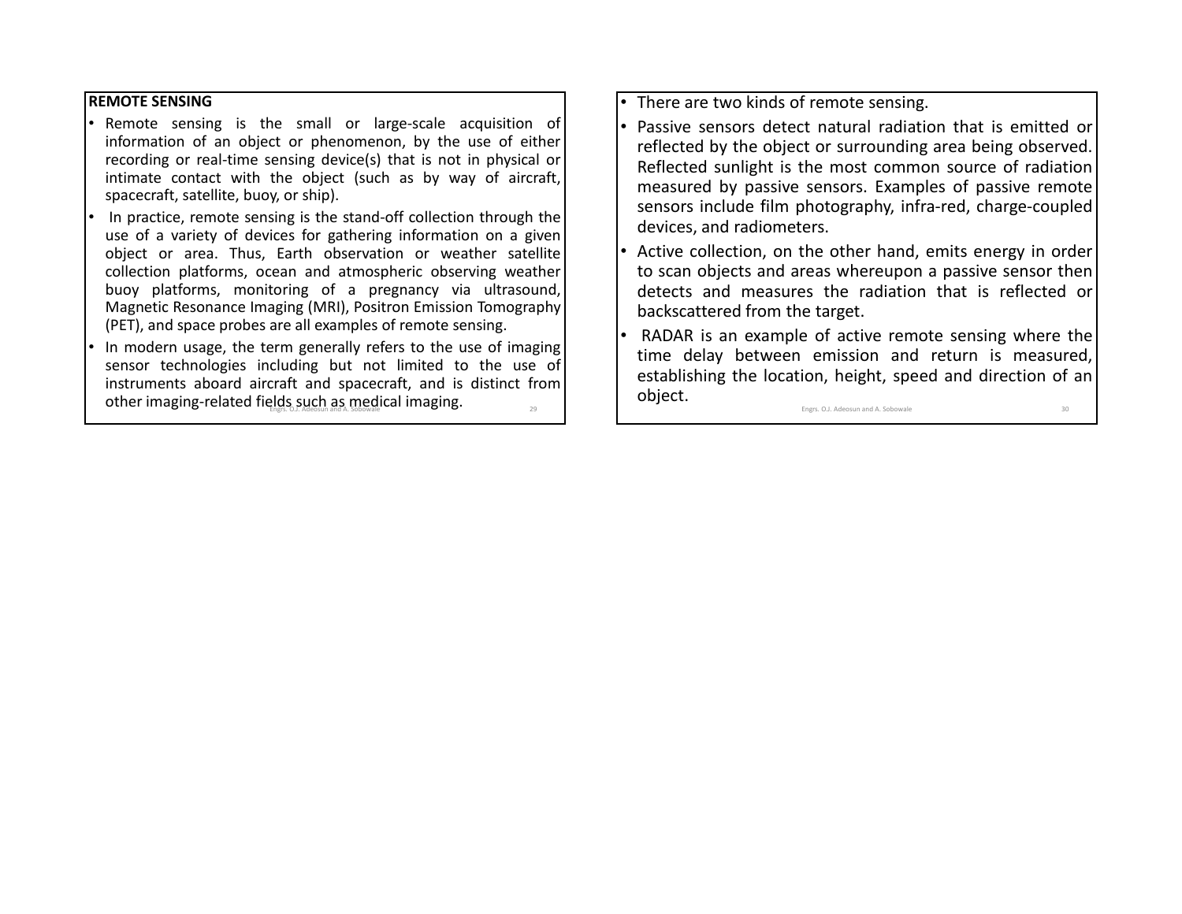**REMOTE SENSING**

- Remote sensing is the small or large-scale acquisition of information of an object or phenomenon, by the use of either recording or real-time sensing device(s) that is not in physical or intimate contact with the object (such as by way of aircraft, spacecraft, satellite, buoy, or ship).
- In practice, remote sensing is the stand-off collection through the use of a variety of devices for gathering information on a given object or area. Thus, Earth observation or weather satellite collection platforms, ocean and atmospheric observing weather buoy platforms, monitoring of a pregnancy via ultrasound, Magnetic Resonance Imaging (MRI), Positron Emission Tomography (PET), and space probes are all examples of remote sensing.
- In modern usage, the term generally refers to the use of imaging sensor technologies including but not limited to the use of instruments aboard aircraft and spacecraft, and is distinct from other imaging-related fields such as medical imaging.

- There are two kinds of remote sensing.
- Passive sensors detect natural radiation that is emitted or reflected by the object or surrounding area being observed. Reflected sunlight is the most common source of radiation measured by passive sensors. Examples of passive remote sensors include film photography, infra-red, charge-coupled devices, and radiometers.
- Active collection, on the other hand, emits energy in order to scan objects and areas whereupon a passive sensor then detects and measures the radiation that is reflected or backscattered from the target.
- RADAR is an example of active remote sensing where the time delay between emission and return is measured, establishing the location, height, speed and direction of an object.